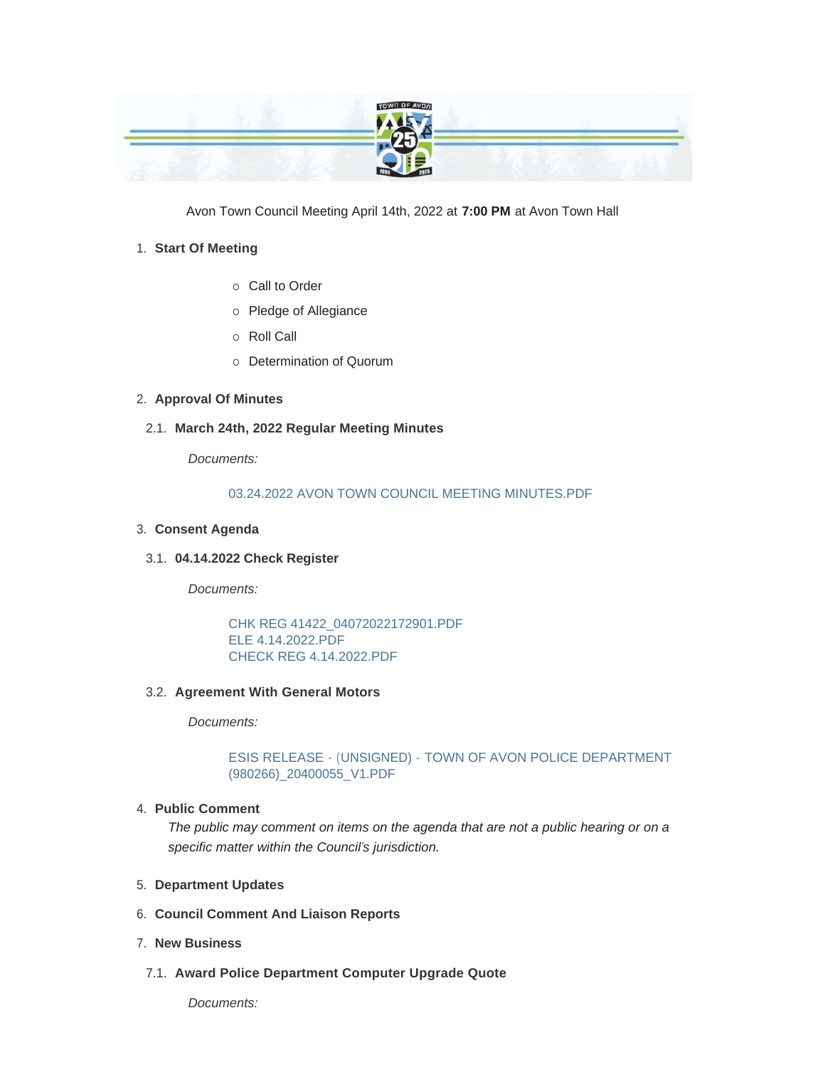Avon Town Council Meeting April 14th, 2022 at **7:00 PM** at Avon Town Hall

1. **Start Of Meeting**
   - Call to Order
   - Pledge of Allegiance
   - Roll Call
   - Determination of Quorum

2. **Approval Of Minutes**

   2.1. **March 24th, 2022 Regular Meeting Minutes**

   *Documents:*

   03.24.2022 AVON TOWN COUNCIL MEETING MINUTES.PDF

3. **Consent Agenda**

   3.1. **04.14.2022 Check Register**

   *Documents:*

   CHK REG 41422_04072022172901.PDF
   ELE 4.14.2022.PDF
   CHECK REG 4.14.2022.PDF

   3.2. **Agreement With General Motors**

   *Documents:*

   ESIS RELEASE - (UNSIGNED) - TOWN OF AVON POLICE DEPARTMENT (980266)_20400055_V1.PDF

4. **Public Comment**

   *The public may comment on items on the agenda that are not a public hearing or on a specific matter within the Council's jurisdiction.*

5. **Department Updates**

6. **Council Comment And Liaison Reports**

7. **New Business**

   7.1. **Award Police Department Computer Upgrade Quote**

   *Documents:*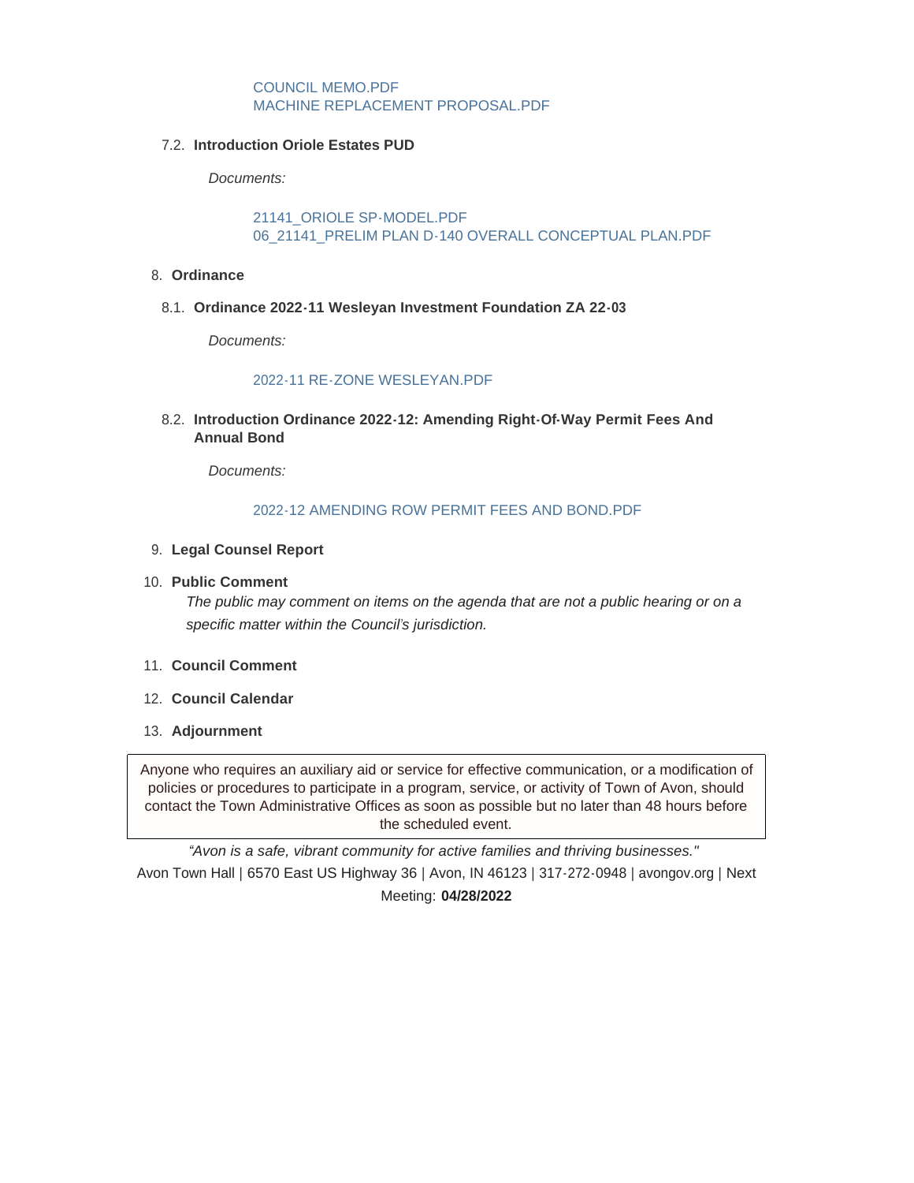COUNCIL MEMO.PDF
MACHINE REPLACEMENT PROPOSAL.PDF

7.2. **Introduction Oriole Estates PUD**

*Documents:*

21141_ORIOLE SP-MODEL.PDF
06_21141_PRELIM PLAN D-140 OVERALL CONCEPTUAL PLAN.PDF

8. **Ordinance**

8.1. **Ordinance 2022-11 Wesleyan Investment Foundation ZA 22-03**

*Documents:*

2022-11 RE-ZONE WESLEYAN.PDF

8.2. **Introduction Ordinance 2022-12: Amending Right-Of-Way Permit Fees And Annual Bond**

*Documents:*

2022-12 AMENDING ROW PERMIT FEES AND BOND.PDF

9. **Legal Counsel Report**

10. **Public Comment**

*The public may comment on items on the agenda that are not a public hearing or on a specific matter within the Council's jurisdiction.*

11. **Council Comment**

12. **Council Calendar**

13. **Adjournment**

Anyone who requires an auxiliary aid or service for effective communication, or a modification of policies or procedures to participate in a program, service, or activity of Town of Avon, should contact the Town Administrative Offices as soon as possible but no later than 48 hours before the scheduled event.

*"Avon is a safe, vibrant community for active families and thriving businesses."*

Avon Town Hall | 6570 East US Highway 36 | Avon, IN 46123 | 317-272-0948 | avongov.org | Next Meeting: **04/28/2022**